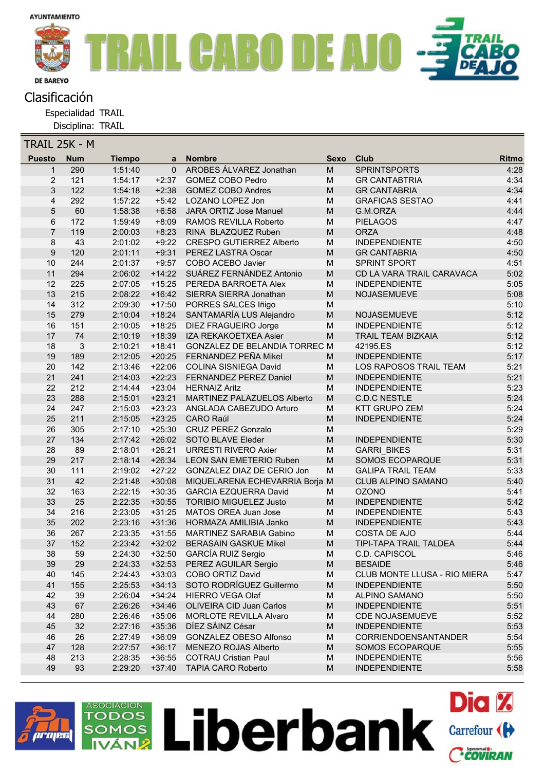AYUNTAMIENTO DE BAREYO

# TRAIL CABO DE AJO

## Clasificación

Especialidad TRAIL
Disciplina: TRAIL

### TRAIL 25K - M

| Puesto | Num | Tiempo | a | Nombre | Sexo | Club | Ritmo |
|---|---|---|---|---|---|---|---|
| 1 | 290 | 1:51:40 | 0 | AROBES ÁLVAREZ Jonathan | M | SPRINTSPORTS | 4:28 |
| 2 | 121 | 1:54:17 | +2:37 | GOMEZ COBO Pedro | M | GR CANTABTRIA | 4:34 |
| 3 | 122 | 1:54:18 | +2:38 | GOMEZ COBO Andres | M | GR CANTABRIA | 4:34 |
| 4 | 292 | 1:57:22 | +5:42 | LOZANO LOPEZ Jon | M | GRAFICAS SESTAO | 4:41 |
| 5 | 60 | 1:58:38 | +6:58 | JARA ORTIZ Jose Manuel | M | G.M.ORZA | 4:44 |
| 6 | 172 | 1:59:49 | +8:09 | RAMOS REVILLA Roberto | M | PIELAGOS | 4:47 |
| 7 | 119 | 2:00:03 | +8:23 | RINA BLAZQUEZ Ruben | M | ORZA | 4:48 |
| 8 | 43 | 2:01:02 | +9:22 | CRESPO GUTIERREZ Alberto | M | INDEPENDIENTE | 4:50 |
| 9 | 120 | 2:01:11 | +9:31 | PEREZ LASTRA Oscar | M | GR CANTABRIA | 4:50 |
| 10 | 244 | 2:01:37 | +9:57 | COBO ACEBO Javier | M | SPRINT SPORT | 4:51 |
| 11 | 294 | 2:06:02 | +14:22 | SUÁREZ FERNÁNDEZ Antonio | M | CD LA VARA TRAIL CARAVACA | 5:02 |
| 12 | 225 | 2:07:05 | +15:25 | PEREDA BARROETA Alex | M | INDEPENDIENTE | 5:05 |
| 13 | 215 | 2:08:22 | +16:42 | SIERRA SIERRA Jonathan | M | NOJASEMUEVE | 5:08 |
| 14 | 312 | 2:09:30 | +17:50 | PORRES SALCES Iñigo | M | | 5:10 |
| 15 | 279 | 2:10:04 | +18:24 | SANTAMARÍA LUS Alejandro | M | NOJASEMUEVE | 5:12 |
| 16 | 151 | 2:10:05 | +18:25 | DIEZ FRAGUEIRO Jorge | M | INDEPENDIENTE | 5:12 |
| 17 | 74 | 2:10:19 | +18:39 | IZA REKAKOETXEA Asier | M | TRAIL TEAM BIZKAIA | 5:12 |
| 18 | 3 | 2:10:21 | +18:41 | GONZALEZ DE BELANDIA TORREC | M | 42195.ES | 5:12 |
| 19 | 189 | 2:12:05 | +20:25 | FERNANDEZ PEÑA Mikel | M | INDEPENDIENTE | 5:17 |
| 20 | 142 | 2:13:46 | +22:06 | COLINA SISNIEGA David | M | LOS RAPOSOS TRAIL TEAM | 5:21 |
| 21 | 241 | 2:14:03 | +22:23 | FERNANDEZ PEREZ Daniel | M | INDEPENDIENTE | 5:21 |
| 22 | 212 | 2:14:44 | +23:04 | HERNAIZ Aritz | M | INDEPENDIENTE | 5:23 |
| 23 | 288 | 2:15:01 | +23:21 | MARTINEZ PALAZUELOS Alberto | M | C.D.C NESTLE | 5:24 |
| 24 | 247 | 2:15:03 | +23:23 | ANGLADA CABEZUDO Arturo | M | KTT GRUPO ZEM | 5:24 |
| 25 | 211 | 2:15:05 | +23:25 | CARO Raúl | M | INDEPENDIENTE | 5:24 |
| 26 | 305 | 2:17:10 | +25:30 | CRUZ PEREZ Gonzalo | M | | 5:29 |
| 27 | 134 | 2:17:42 | +26:02 | SOTO BLAVE Eleder | M | INDEPENDIENTE | 5:30 |
| 28 | 89 | 2:18:01 | +26:21 | URRESTI RIVERO Axier | M | GARRI_BIKES | 5:31 |
| 29 | 217 | 2:18:14 | +26:34 | LEON SAN EMETERIO Ruben | M | SOMOS ECOPARQUE | 5:31 |
| 30 | 111 | 2:19:02 | +27:22 | GONZALEZ DIAZ DE CERIO Jon | M | GALIPA TRAIL TEAM | 5:33 |
| 31 | 42 | 2:21:48 | +30:08 | MIQUELARENA ECHEVARRIA Borja | M | CLUB ALPINO SAMANO | 5:40 |
| 32 | 163 | 2:22:15 | +30:35 | GARCIA EZQUERRA David | M | OZONO | 5:41 |
| 33 | 25 | 2:22:35 | +30:55 | TORIBIO MIGUELEZ Justo | M | INDEPENDIENTE | 5:42 |
| 34 | 216 | 2:23:05 | +31:25 | MATOS OREA Juan Jose | M | INDEPENDIENTE | 5:43 |
| 35 | 202 | 2:23:16 | +31:36 | HORMAZA AMILIBIA Janko | M | INDEPENDIENTE | 5:43 |
| 36 | 267 | 2:23:35 | +31:55 | MARTINEZ SARABIA Gabino | M | COSTA DE AJO | 5:44 |
| 37 | 152 | 2:23:42 | +32:02 | BERASAIN GASKUE Mikel | M | TIPI-TAPA TRAIL TALDEA | 5:44 |
| 38 | 59 | 2:24:30 | +32:50 | GARCÍA RUIZ Sergio | M | C.D. CAPISCOL | 5:46 |
| 39 | 29 | 2:24:33 | +32:53 | PEREZ AGUILAR Sergio | M | BESAIDE | 5:46 |
| 40 | 145 | 2:24:43 | +33:03 | COBO ORTIZ David | M | CLUB MONTE LLUSA - RIO MIERA | 5:47 |
| 41 | 155 | 2:25:53 | +34:13 | SOTO RODRÍGUEZ Guillermo | M | INDEPENDIENTE | 5:50 |
| 42 | 39 | 2:26:04 | +34:24 | HIERRO VEGA Olaf | M | ALPINO SAMANO | 5:50 |
| 43 | 67 | 2:26:26 | +34:46 | OLIVEIRA CID Juan Carlos | M | INDEPENDIENTE | 5:51 |
| 44 | 280 | 2:26:46 | +35:06 | MORLOTE REVILLA Alvaro | M | CDE NOJASEMUEVE | 5:52 |
| 45 | 32 | 2:27:16 | +35:36 | DÍEZ SÁINZ César | M | INDEPENDIENTE | 5:53 |
| 46 | 26 | 2:27:49 | +36:09 | GONZALEZ OBESO Alfonso | M | CORRIENDOENSANTANDER | 5:54 |
| 47 | 128 | 2:27:57 | +36:17 | MENEZO ROJAS Alberto | M | SOMOS ECOPARQUE | 5:55 |
| 48 | 213 | 2:28:35 | +36:55 | COTRAU Cristian Paul | M | INDEPENDIENTE | 5:56 |
| 49 | 93 | 2:29:20 | +37:40 | TAPIA CARO Roberto | M | INDEPENDIENTE | 5:58 |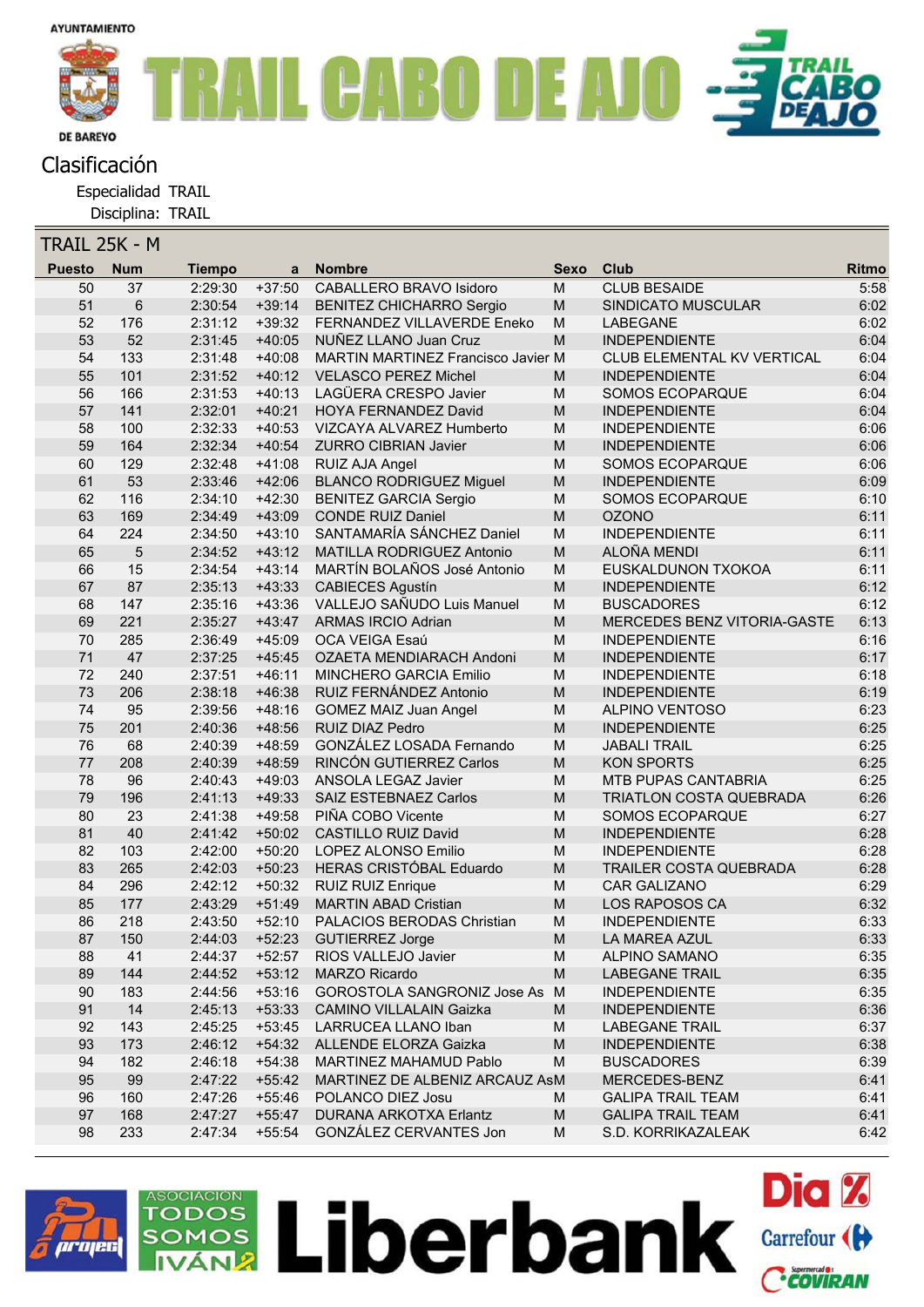# Clasificación

Especialidad TRAIL

Disciplina: TRAIL

## TRAIL 25K - M

| Puesto | Num | Tiempo | a | Nombre | Sexo | Club | Ritmo |
|---|---|---|---|---|---|---|---|
| 50 | 37 | 2:29:30 | +37:50 | CABALLERO BRAVO Isidoro | M | CLUB BESAIDE | 5:58 |
| 51 | 6 | 2:30:54 | +39:14 | BENITEZ CHICHARRO Sergio | M | SINDICATO MUSCULAR | 6:02 |
| 52 | 176 | 2:31:12 | +39:32 | FERNANDEZ VILLAVERDE Eneko | M | LABEGANE | 6:02 |
| 53 | 52 | 2:31:45 | +40:05 | NUÑEZ LLANO Juan Cruz | M | INDEPENDIENTE | 6:04 |
| 54 | 133 | 2:31:48 | +40:08 | MARTIN MARTINEZ Francisco Javier | M | CLUB ELEMENTAL KV VERTICAL | 6:04 |
| 55 | 101 | 2:31:52 | +40:12 | VELASCO PEREZ Michel | M | INDEPENDIENTE | 6:04 |
| 56 | 166 | 2:31:53 | +40:13 | LAGÜERA CRESPO Javier | M | SOMOS ECOPARQUE | 6:04 |
| 57 | 141 | 2:32:01 | +40:21 | HOYA FERNANDEZ David | M | INDEPENDIENTE | 6:04 |
| 58 | 100 | 2:32:33 | +40:53 | VIZCAYA ALVAREZ Humberto | M | INDEPENDIENTE | 6:06 |
| 59 | 164 | 2:32:34 | +40:54 | ZURRO CIBRIAN Javier | M | INDEPENDIENTE | 6:06 |
| 60 | 129 | 2:32:48 | +41:08 | RUIZ AJA Angel | M | SOMOS ECOPARQUE | 6:06 |
| 61 | 53 | 2:33:46 | +42:06 | BLANCO RODRIGUEZ Miguel | M | INDEPENDIENTE | 6:09 |
| 62 | 116 | 2:34:10 | +42:30 | BENITEZ GARCIA Sergio | M | SOMOS ECOPARQUE | 6:10 |
| 63 | 169 | 2:34:49 | +43:09 | CONDE RUIZ Daniel | M | OZONO | 6:11 |
| 64 | 224 | 2:34:50 | +43:10 | SANTAMARÍA SÁNCHEZ Daniel | M | INDEPENDIENTE | 6:11 |
| 65 | 5 | 2:34:52 | +43:12 | MATILLA RODRIGUEZ Antonio | M | ALOÑA MENDI | 6:11 |
| 66 | 15 | 2:34:54 | +43:14 | MARTÍN BOLAÑOS José Antonio | M | EUSKALDUNON TXOKOA | 6:11 |
| 67 | 87 | 2:35:13 | +43:33 | CABIECES Agustín | M | INDEPENDIENTE | 6:12 |
| 68 | 147 | 2:35:16 | +43:36 | VALLEJO SAÑUDO Luis Manuel | M | BUSCADORES | 6:12 |
| 69 | 221 | 2:35:27 | +43:47 | ARMAS IRCIO Adrian | M | MERCEDES BENZ VITORIA-GASTE | 6:13 |
| 70 | 285 | 2:36:49 | +45:09 | OCA VEIGA Esaú | M | INDEPENDIENTE | 6:16 |
| 71 | 47 | 2:37:25 | +45:45 | OZAETA MENDIARACH Andoni | M | INDEPENDIENTE | 6:17 |
| 72 | 240 | 2:37:51 | +46:11 | MINCHERO GARCIA Emilio | M | INDEPENDIENTE | 6:18 |
| 73 | 206 | 2:38:18 | +46:38 | RUIZ FERNÁNDEZ Antonio | M | INDEPENDIENTE | 6:19 |
| 74 | 95 | 2:39:56 | +48:16 | GOMEZ MAIZ Juan Angel | M | ALPINO VENTOSO | 6:23 |
| 75 | 201 | 2:40:36 | +48:56 | RUIZ DIAZ Pedro | M | INDEPENDIENTE | 6:25 |
| 76 | 68 | 2:40:39 | +48:59 | GONZÁLEZ LOSADA Fernando | M | JABALI TRAIL | 6:25 |
| 77 | 208 | 2:40:39 | +48:59 | RINCÓN GUTIERREZ Carlos | M | KON SPORTS | 6:25 |
| 78 | 96 | 2:40:43 | +49:03 | ANSOLA LEGAZ Javier | M | MTB PUPAS CANTABRIA | 6:25 |
| 79 | 196 | 2:41:13 | +49:33 | SAIZ ESTEBNAEZ Carlos | M | TRIATLON COSTA QUEBRADA | 6:26 |
| 80 | 23 | 2:41:38 | +49:58 | PIÑA COBO Vicente | M | SOMOS ECOPARQUE | 6:27 |
| 81 | 40 | 2:41:42 | +50:02 | CASTILLO RUIZ David | M | INDEPENDIENTE | 6:28 |
| 82 | 103 | 2:42:00 | +50:20 | LOPEZ ALONSO Emilio | M | INDEPENDIENTE | 6:28 |
| 83 | 265 | 2:42:03 | +50:23 | HERAS CRISTÓBAL Eduardo | M | TRAILER COSTA QUEBRADA | 6:28 |
| 84 | 296 | 2:42:12 | +50:32 | RUIZ RUIZ Enrique | M | CAR GALIZANO | 6:29 |
| 85 | 177 | 2:43:29 | +51:49 | MARTIN ABAD Cristian | M | LOS RAPOSOS CA | 6:32 |
| 86 | 218 | 2:43:50 | +52:10 | PALACIOS BERODAS Christian | M | INDEPENDIENTE | 6:33 |
| 87 | 150 | 2:44:03 | +52:23 | GUTIERREZ Jorge | M | LA MAREA AZUL | 6:33 |
| 88 | 41 | 2:44:37 | +52:57 | RIOS VALLEJO Javier | M | ALPINO SAMANO | 6:35 |
| 89 | 144 | 2:44:52 | +53:12 | MARZO Ricardo | M | LABEGANE TRAIL | 6:35 |
| 90 | 183 | 2:44:56 | +53:16 | GOROSTOLA SANGRONIZ Jose As | M | INDEPENDIENTE | 6:35 |
| 91 | 14 | 2:45:13 | +53:33 | CAMINO VILLALAIN Gaizka | M | INDEPENDIENTE | 6:36 |
| 92 | 143 | 2:45:25 | +53:45 | LARRUCEA LLANO Iban | M | LABEGANE TRAIL | 6:37 |
| 93 | 173 | 2:46:12 | +54:32 | ALLENDE ELORZA Gaizka | M | INDEPENDIENTE | 6:38 |
| 94 | 182 | 2:46:18 | +54:38 | MARTINEZ MAHAMUD Pablo | M | BUSCADORES | 6:39 |
| 95 | 99 | 2:47:22 | +55:42 | MARTINEZ DE ALBENIZ ARCAUZ As | M | MERCEDES-BENZ | 6:41 |
| 96 | 160 | 2:47:26 | +55:46 | POLANCO DIEZ Josu | M | GALIPA TRAIL TEAM | 6:41 |
| 97 | 168 | 2:47:27 | +55:47 | DURANA ARKOTXA Erlantz | M | GALIPA TRAIL TEAM | 6:41 |
| 98 | 233 | 2:47:34 | +55:54 | GONZÁLEZ CERVANTES Jon | M | S.D. KORRIKAZALEAK | 6:42 |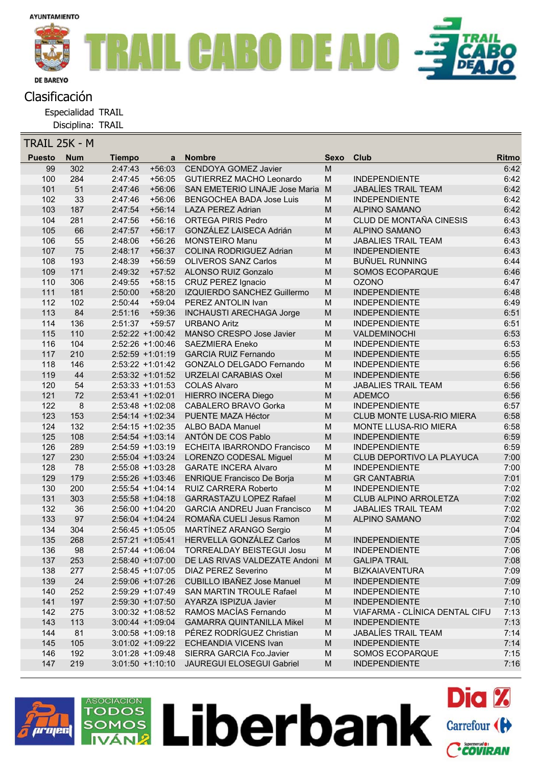AYUNTAMIENTO DE BAREYO

# TRAIL CABO DE AJO

## Clasificación

Especialidad TRAIL
Disciplina: TRAIL

### TRAIL 25K - M

| Puesto | Num | Tiempo | a | Nombre | Sexo | Club | Ritmo |
|---|---|---|---|---|---|---|---|
| 99 | 302 | 2:47:43 | +56:03 | CENDOYA GOMEZ Javier | M | | 6:42 |
| 100 | 284 | 2:47:45 | +56:05 | GUTIERREZ MACHO Leonardo | M | INDEPENDIENTE | 6:42 |
| 101 | 51 | 2:47:46 | +56:06 | SAN EMETERIO LINAJE Jose Maria | M | JABALÍES TRAIL TEAM | 6:42 |
| 102 | 33 | 2:47:46 | +56:06 | BENGOCHEA BADA Jose Luis | M | INDEPENDIENTE | 6:42 |
| 103 | 187 | 2:47:54 | +56:14 | LAZA PEREZ Adrian | M | ALPINO SAMANO | 6:42 |
| 104 | 281 | 2:47:56 | +56:16 | ORTEGA PIRIS Pedro | M | CLUD DE MONTAÑA CINESIS | 6:43 |
| 105 | 66 | 2:47:57 | +56:17 | GONZÁLEZ LAISECA Adrián | M | ALPINO SAMANO | 6:43 |
| 106 | 55 | 2:48:06 | +56:26 | MONSTEIRO Manu | M | JABALIES TRAIL TEAM | 6:43 |
| 107 | 75 | 2:48:17 | +56:37 | COLINA RODRIGUEZ Adrian | M | INDEPENDIENTE | 6:43 |
| 108 | 193 | 2:48:39 | +56:59 | OLIVEROS SANZ Carlos | M | BUÑUEL RUNNING | 6:44 |
| 109 | 171 | 2:49:32 | +57:52 | ALONSO RUIZ Gonzalo | M | SOMOS ECOPARQUE | 6:46 |
| 110 | 306 | 2:49:55 | +58:15 | CRUZ PEREZ Ignacio | M | OZONO | 6:47 |
| 111 | 181 | 2:50:00 | +58:20 | IZQUIERDO SANCHEZ Guillermo | M | INDEPENDIENTE | 6:48 |
| 112 | 102 | 2:50:44 | +59:04 | PEREZ ANTOLIN Ivan | M | INDEPENDIENTE | 6:49 |
| 113 | 84 | 2:51:16 | +59:36 | INCHAUSTI ARECHAGA Jorge | M | INDEPENDIENTE | 6:51 |
| 114 | 136 | 2:51:37 | +59:57 | URBANO Aritz | M | INDEPENDIENTE | 6:51 |
| 115 | 110 | 2:52:22 | +1:00:42 | MANSO CRESPO Jose Javier | M | VALDEMINOCHI | 6:53 |
| 116 | 104 | 2:52:26 | +1:00:46 | SAEZMIERA Eneko | M | INDEPENDIENTE | 6:53 |
| 117 | 210 | 2:52:59 | +1:01:19 | GARCIA RUIZ Fernando | M | INDEPENDIENTE | 6:55 |
| 118 | 146 | 2:53:22 | +1:01:42 | GONZALO DELGADO Fernando | M | INDEPENDIENTE | 6:56 |
| 119 | 44 | 2:53:32 | +1:01:52 | URZELAI CARABIAS Oxel | M | INDEPENDIENTE | 6:56 |
| 120 | 54 | 2:53:33 | +1:01:53 | COLAS Alvaro | M | JABALIES TRAIL TEAM | 6:56 |
| 121 | 72 | 2:53:41 | +1:02:01 | HIERRO INCERA Diego | M | ADEMCO | 6:56 |
| 122 | 8 | 2:53:48 | +1:02:08 | CABALERO BRAVO Gorka | M | INDEPENDIENTE | 6:57 |
| 123 | 153 | 2:54:14 | +1:02:34 | PUENTE MAZA Héctor | M | CLUB MONTE LUSA-RIO MIERA | 6:58 |
| 124 | 132 | 2:54:15 | +1:02:35 | ALBO BADA Manuel | M | MONTE LLUSA-RIO MIERA | 6:58 |
| 125 | 108 | 2:54:54 | +1:03:14 | ANTÓN DE COS Pablo | M | INDEPENDIENTE | 6:59 |
| 126 | 289 | 2:54:59 | +1:03:19 | ECHEITA IBARRONDO Francisco | M | INDEPENDIENTE | 6:59 |
| 127 | 230 | 2:55:04 | +1:03:24 | LORENZO CODESAL Miguel | M | CLUB DEPORTIVO LA PLAYUCA | 7:00 |
| 128 | 78 | 2:55:08 | +1:03:28 | GARATE INCERA Alvaro | M | INDEPENDIENTE | 7:00 |
| 129 | 179 | 2:55:26 | +1:03:46 | ENRIQUE Francisco De Borja | M | GR CANTABRIA | 7:01 |
| 130 | 200 | 2:55:54 | +1:04:14 | RUIZ CARRERA Roberto | M | INDEPENDIENTE | 7:02 |
| 131 | 303 | 2:55:58 | +1:04:18 | GARRASTAZU LOPEZ Rafael | M | CLUB ALPINO ARROLETZA | 7:02 |
| 132 | 36 | 2:56:00 | +1:04:20 | GARCIA ANDREU Juan Francisco | M | JABALIES TRAIL TEAM | 7:02 |
| 133 | 97 | 2:56:04 | +1:04:24 | ROMAÑA CUELI Jesus Ramon | M | ALPINO SAMANO | 7:02 |
| 134 | 304 | 2:56:45 | +1:05:05 | MARTÍNEZ ARANGO Sergio | M | | 7:04 |
| 135 | 268 | 2:57:21 | +1:05:41 | HERVELLA GONZÁLEZ Carlos | M | INDEPENDIENTE | 7:05 |
| 136 | 98 | 2:57:44 | +1:06:04 | TORREALDAY BEISTEGUI Josu | M | INDEPENDIENTE | 7:06 |
| 137 | 253 | 2:58:40 | +1:07:00 | DE LAS RIVAS VALDEZATE Andoni | M | GALIPA TRAIL | 7:08 |
| 138 | 277 | 2:58:45 | +1:07:05 | DIAZ PEREZ Severino | M | BIZKAIAVENTURA | 7:09 |
| 139 | 24 | 2:59:06 | +1:07:26 | CUBILLO IBAÑEZ Jose Manuel | M | INDEPENDIENTE | 7:09 |
| 140 | 252 | 2:59:29 | +1:07:49 | SAN MARTIN TROULE Rafael | M | INDEPENDIENTE | 7:10 |
| 141 | 197 | 2:59:30 | +1:07:50 | AYARZA ISPIZUA Javier | M | INDEPENDIENTE | 7:10 |
| 142 | 275 | 3:00:32 | +1:08:52 | RAMOS MACÍAS Fernando | M | VIAFARMA - CLÍNICA DENTAL CIFU | 7:13 |
| 143 | 113 | 3:00:44 | +1:09:04 | GAMARRA QUINTANILLA Mikel | M | INDEPENDIENTE | 7:13 |
| 144 | 81 | 3:00:58 | +1:09:18 | PÉREZ RODRÍGUEZ Christian | M | JABALÍES TRAIL TEAM | 7:14 |
| 145 | 105 | 3:01:02 | +1:09:22 | ECHEANDIA VICENS Ivan | M | INDEPENDIENTE | 7:14 |
| 146 | 192 | 3:01:28 | +1:09:48 | SIERRA GARCIA Fco.Javier | M | SOMOS ECOPARQUE | 7:15 |
| 147 | 219 | 3:01:50 | +1:10:10 | JAUREGUI ELOSEGUI Gabriel | M | INDEPENDIENTE | 7:16 |

ASOCIACIÓN TODOS SOMOS IVÁN · Liberbank · Dia · Carrefour · Coviran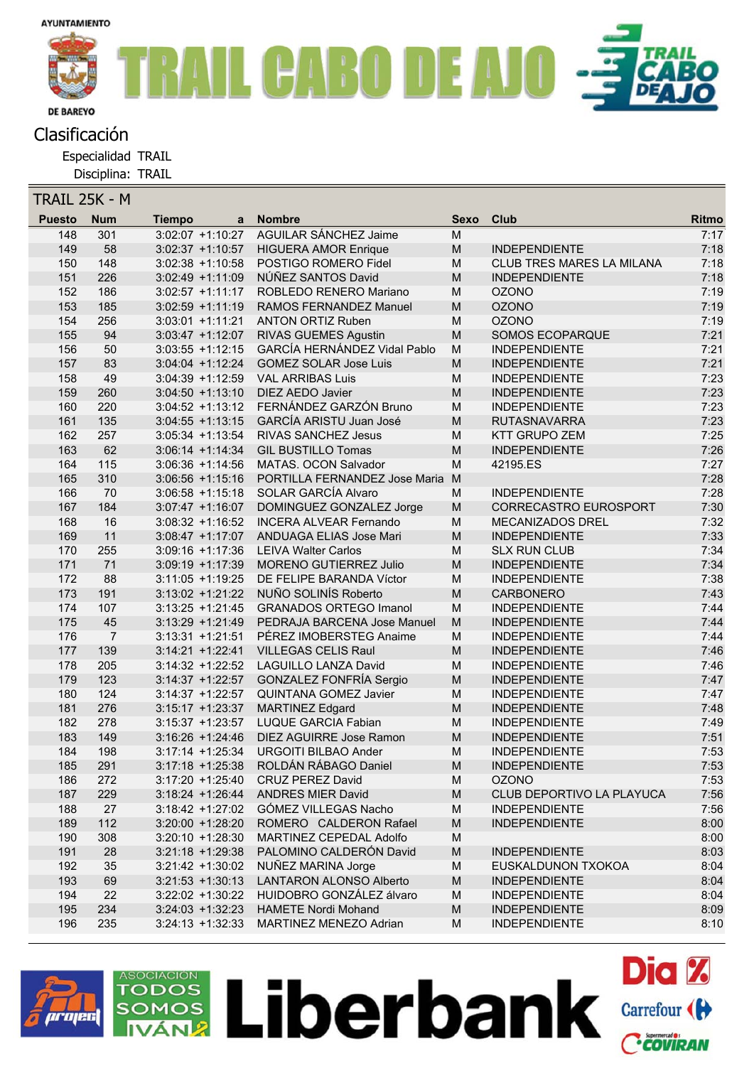# Clasificación

Especialidad TRAIL
Disciplina: TRAIL

## TRAIL 25K - M

| Puesto | Num | Tiempo | a | Nombre | Sexo | Club | Ritmo |
|---|---|---|---|---|---|---|---|
| 148 | 301 | 3:02:07 | +1:10:27 | AGUILAR SÁNCHEZ Jaime | M | | 7:17 |
| 149 | 58 | 3:02:37 | +1:10:57 | HIGUERA AMOR Enrique | M | INDEPENDIENTE | 7:18 |
| 150 | 148 | 3:02:38 | +1:10:58 | POSTIGO ROMERO Fidel | M | CLUB TRES MARES LA MILANA | 7:18 |
| 151 | 226 | 3:02:49 | +1:11:09 | NÚÑEZ SANTOS David | M | INDEPENDIENTE | 7:18 |
| 152 | 186 | 3:02:57 | +1:11:17 | ROBLEDO RENERO Mariano | M | OZONO | 7:19 |
| 153 | 185 | 3:02:59 | +1:11:19 | RAMOS FERNANDEZ Manuel | M | OZONO | 7:19 |
| 154 | 256 | 3:03:01 | +1:11:21 | ANTON ORTIZ Ruben | M | OZONO | 7:19 |
| 155 | 94 | 3:03:47 | +1:12:07 | RIVAS GUEMES Agustin | M | SOMOS ECOPARQUE | 7:21 |
| 156 | 50 | 3:03:55 | +1:12:15 | GARCÍA HERNÁNDEZ Vidal Pablo | M | INDEPENDIENTE | 7:21 |
| 157 | 83 | 3:04:04 | +1:12:24 | GOMEZ SOLAR Jose Luis | M | INDEPENDIENTE | 7:21 |
| 158 | 49 | 3:04:39 | +1:12:59 | VAL ARRIBAS Luis | M | INDEPENDIENTE | 7:23 |
| 159 | 260 | 3:04:50 | +1:13:10 | DIEZ AEDO Javier | M | INDEPENDIENTE | 7:23 |
| 160 | 220 | 3:04:52 | +1:13:12 | FERNÁNDEZ GARZÓN Bruno | M | INDEPENDIENTE | 7:23 |
| 161 | 135 | 3:04:55 | +1:13:15 | GARCÍA ARISTU Juan José | M | RUTASNAVARRA | 7:23 |
| 162 | 257 | 3:05:34 | +1:13:54 | RIVAS SANCHEZ Jesus | M | KTT GRUPO ZEM | 7:25 |
| 163 | 62 | 3:06:14 | +1:14:34 | GIL BUSTILLO Tomas | M | INDEPENDIENTE | 7:26 |
| 164 | 115 | 3:06:36 | +1:14:56 | MATAS. OCON Salvador | M | 42195.ES | 7:27 |
| 165 | 310 | 3:06:56 | +1:15:16 | PORTILLA FERNANDEZ Jose Maria | M | | 7:28 |
| 166 | 70 | 3:06:58 | +1:15:18 | SOLAR GARCÍA Alvaro | M | INDEPENDIENTE | 7:28 |
| 167 | 184 | 3:07:47 | +1:16:07 | DOMINGUEZ GONZALEZ Jorge | M | CORRECASTRO EUROSPORT | 7:30 |
| 168 | 16 | 3:08:32 | +1:16:52 | INCERA ALVEAR Fernando | M | MECANIZADOS DREL | 7:32 |
| 169 | 11 | 3:08:47 | +1:17:07 | ANDUAGA ELIAS Jose Mari | M | INDEPENDIENTE | 7:33 |
| 170 | 255 | 3:09:16 | +1:17:36 | LEIVA Walter Carlos | M | SLX RUN CLUB | 7:34 |
| 171 | 71 | 3:09:19 | +1:17:39 | MORENO GUTIERREZ Julio | M | INDEPENDIENTE | 7:34 |
| 172 | 88 | 3:11:05 | +1:19:25 | DE FELIPE BARANDA Víctor | M | INDEPENDIENTE | 7:38 |
| 173 | 191 | 3:13:02 | +1:21:22 | NUÑO SOLINÍS Roberto | M | CARBONERO | 7:43 |
| 174 | 107 | 3:13:25 | +1:21:45 | GRANADOS ORTEGO Imanol | M | INDEPENDIENTE | 7:44 |
| 175 | 45 | 3:13:29 | +1:21:49 | PEDRAJA BARCENA Jose Manuel | M | INDEPENDIENTE | 7:44 |
| 176 | 7 | 3:13:31 | +1:21:51 | PÉREZ IMOBERSTEG Anaime | M | INDEPENDIENTE | 7:44 |
| 177 | 139 | 3:14:21 | +1:22:41 | VILLEGAS CELIS Raul | M | INDEPENDIENTE | 7:46 |
| 178 | 205 | 3:14:32 | +1:22:52 | LAGUILLO LANZA David | M | INDEPENDIENTE | 7:46 |
| 179 | 123 | 3:14:37 | +1:22:57 | GONZALEZ FONFRÍA Sergio | M | INDEPENDIENTE | 7:47 |
| 180 | 124 | 3:14:37 | +1:22:57 | QUINTANA GOMEZ Javier | M | INDEPENDIENTE | 7:47 |
| 181 | 276 | 3:15:17 | +1:23:37 | MARTINEZ Edgard | M | INDEPENDIENTE | 7:48 |
| 182 | 278 | 3:15:37 | +1:23:57 | LUQUE GARCIA Fabian | M | INDEPENDIENTE | 7:49 |
| 183 | 149 | 3:16:26 | +1:24:46 | DIEZ AGUIRRE Jose Ramon | M | INDEPENDIENTE | 7:51 |
| 184 | 198 | 3:17:14 | +1:25:34 | URGOITI BILBAO Ander | M | INDEPENDIENTE | 7:53 |
| 185 | 291 | 3:17:18 | +1:25:38 | ROLDÁN RÁBAGO Daniel | M | INDEPENDIENTE | 7:53 |
| 186 | 272 | 3:17:20 | +1:25:40 | CRUZ PEREZ David | M | OZONO | 7:53 |
| 187 | 229 | 3:18:24 | +1:26:44 | ANDRES MIER David | M | CLUB DEPORTIVO LA PLAYUCA | 7:56 |
| 188 | 27 | 3:18:42 | +1:27:02 | GÓMEZ VILLEGAS Nacho | M | INDEPENDIENTE | 7:56 |
| 189 | 112 | 3:20:00 | +1:28:20 | ROMERO CALDERON Rafael | M | INDEPENDIENTE | 8:00 |
| 190 | 308 | 3:20:10 | +1:28:30 | MARTINEZ CEPEDAL Adolfo | M | | 8:00 |
| 191 | 28 | 3:21:18 | +1:29:38 | PALOMINO CALDERÓN David | M | INDEPENDIENTE | 8:03 |
| 192 | 35 | 3:21:42 | +1:30:02 | NUÑEZ MARINA Jorge | M | EUSKALDUNON TXOKOA | 8:04 |
| 193 | 69 | 3:21:53 | +1:30:13 | LANTARON ALONSO Alberto | M | INDEPENDIENTE | 8:04 |
| 194 | 22 | 3:22:02 | +1:30:22 | HUIDOBRO GONZÁLEZ álvaro | M | INDEPENDIENTE | 8:04 |
| 195 | 234 | 3:24:03 | +1:32:23 | HAMETE Nordi Mohand | M | INDEPENDIENTE | 8:09 |
| 196 | 235 | 3:24:13 | +1:32:33 | MARTINEZ MENEZO Adrian | M | INDEPENDIENTE | 8:10 |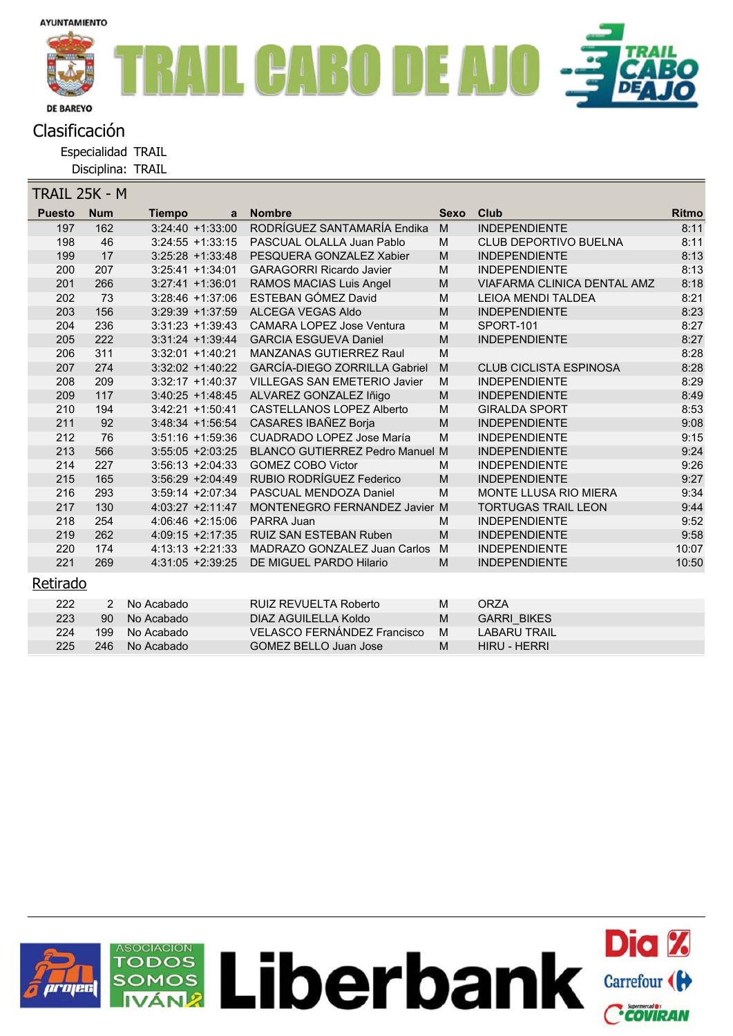AYUNTAMIENTO DE BAREYO

# TRAIL CABO DE AJO

## Clasificación

Especialidad TRAIL
Disciplina: TRAIL

### TRAIL 25K - M

| Puesto | Num | Tiempo | a | Nombre | Sexo | Club | Ritmo |
|---|---|---|---|---|---|---|---|
| 197 | 162 | 3:24:40 | +1:33:00 | RODRÍGUEZ SANTAMARÍA Endika | M | INDEPENDIENTE | 8:11 |
| 198 | 46 | 3:24:55 | +1:33:15 | PASCUAL OLALLA Juan Pablo | M | CLUB DEPORTIVO BUELNA | 8:11 |
| 199 | 17 | 3:25:28 | +1:33:48 | PESQUERA GONZALEZ Xabier | M | INDEPENDIENTE | 8:13 |
| 200 | 207 | 3:25:41 | +1:34:01 | GARAGORRI Ricardo Javier | M | INDEPENDIENTE | 8:13 |
| 201 | 266 | 3:27:41 | +1:36:01 | RAMOS MACIAS Luis Angel | M | VIAFARMA CLINICA DENTAL AMZ | 8:18 |
| 202 | 73 | 3:28:46 | +1:37:06 | ESTEBAN GÓMEZ David | M | LEIOA MENDI TALDEA | 8:21 |
| 203 | 156 | 3:29:39 | +1:37:59 | ALCEGA VEGAS Aldo | M | INDEPENDIENTE | 8:23 |
| 204 | 236 | 3:31:23 | +1:39:43 | CAMARA LOPEZ Jose Ventura | M | SPORT-101 | 8:27 |
| 205 | 222 | 3:31:24 | +1:39:44 | GARCIA ESGUEVA Daniel | M | INDEPENDIENTE | 8:27 |
| 206 | 311 | 3:32:01 | +1:40:21 | MANZANAS GUTIERREZ Raul | M | | 8:28 |
| 207 | 274 | 3:32:02 | +1:40:22 | GARCÍA-DIEGO ZORRILLA Gabriel | M | CLUB CICLISTA ESPINOSA | 8:28 |
| 208 | 209 | 3:32:17 | +1:40:37 | VILLEGAS SAN EMETERIO Javier | M | INDEPENDIENTE | 8:29 |
| 209 | 117 | 3:40:25 | +1:48:45 | ALVAREZ GONZALEZ Iñigo | M | INDEPENDIENTE | 8:49 |
| 210 | 194 | 3:42:21 | +1:50:41 | CASTELLANOS LOPEZ Alberto | M | GIRALDA SPORT | 8:53 |
| 211 | 92 | 3:48:34 | +1:56:54 | CASARES IBAÑEZ Borja | M | INDEPENDIENTE | 9:08 |
| 212 | 76 | 3:51:16 | +1:59:36 | CUADRADO LOPEZ Jose María | M | INDEPENDIENTE | 9:15 |
| 213 | 566 | 3:55:05 | +2:03:25 | BLANCO GUTIERREZ Pedro Manuel | M | INDEPENDIENTE | 9:24 |
| 214 | 227 | 3:56:13 | +2:04:33 | GOMEZ COBO Victor | M | INDEPENDIENTE | 9:26 |
| 215 | 165 | 3:56:29 | +2:04:49 | RUBIO RODRÍGUEZ Federico | M | INDEPENDIENTE | 9:27 |
| 216 | 293 | 3:59:14 | +2:07:34 | PASCUAL MENDOZA Daniel | M | MONTE LLUSA RIO MIERA | 9:34 |
| 217 | 130 | 4:03:27 | +2:11:47 | MONTENEGRO FERNANDEZ Javier | M | TORTUGAS TRAIL LEON | 9:44 |
| 218 | 254 | 4:06:46 | +2:15:06 | PARRA Juan | M | INDEPENDIENTE | 9:52 |
| 219 | 262 | 4:09:15 | +2:17:35 | RUIZ SAN ESTEBAN Ruben | M | INDEPENDIENTE | 9:58 |
| 220 | 174 | 4:13:13 | +2:21:33 | MADRAZO GONZALEZ Juan Carlos | M | INDEPENDIENTE | 10:07 |
| 221 | 269 | 4:31:05 | +2:39:25 | DE MIGUEL PARDO Hilario | M | INDEPENDIENTE | 10:50 |

### Retirado

| | | | | | |
|---|---|---|---|---|---|
| 222 | 2 | No Acabado | RUIZ REVUELTA Roberto | M | ORZA |
| 223 | 90 | No Acabado | DIAZ AGUILELLA Koldo | M | GARRI_BIKES |
| 224 | 199 | No Acabado | VELASCO FERNÁNDEZ Francisco | M | LABARU TRAIL |
| 225 | 246 | No Acabado | GOMEZ BELLO Juan Jose | M | HIRU - HERRI |

ASOCIACION TODOS SOMOS IVÁN
Liberbank
Dia
Carrefour
COVIRAN